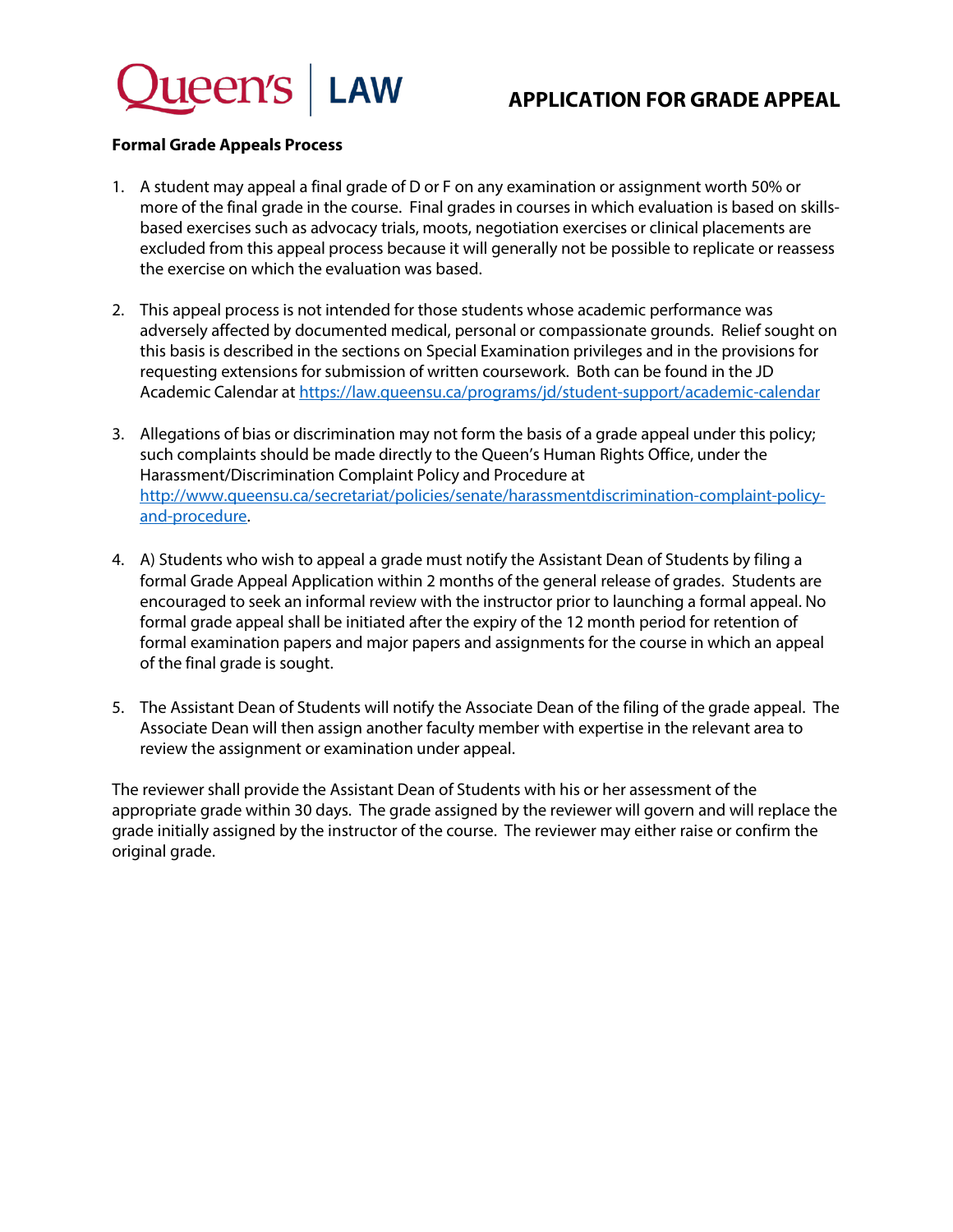Queen's | LAW

# APPLICATION FOR GRADE APPEAL

**Formal Grade Appeals Process**

1. A student may appeal a final grade of D or F on any examination or assignment worth 50% or more of the final grade in the course. Final grades in courses in which evaluation is based on skills-based exercises such as advocacy trials, moots, negotiation exercises or clinical placements are excluded from this appeal process because it will generally not be possible to replicate or reassess the exercise on which the evaluation was based.

2. This appeal process is not intended for those students whose academic performance was adversely affected by documented medical, personal or compassionate grounds. Relief sought on this basis is described in the sections on Special Examination privileges and in the provisions for requesting extensions for submission of written coursework. Both can be found in the JD Academic Calendar at https://law.queensu.ca/programs/jd/student-support/academic-calendar

3. Allegations of bias or discrimination may not form the basis of a grade appeal under this policy; such complaints should be made directly to the Queen's Human Rights Office, under the Harassment/Discrimination Complaint Policy and Procedure at http://www.queensu.ca/secretariat/policies/senate/harassmentdiscrimination-complaint-policy-and-procedure.

4. A) Students who wish to appeal a grade must notify the Assistant Dean of Students by filing a formal Grade Appeal Application within 2 months of the general release of grades. Students are encouraged to seek an informal review with the instructor prior to launching a formal appeal. No formal grade appeal shall be initiated after the expiry of the 12 month period for retention of formal examination papers and major papers and assignments for the course in which an appeal of the final grade is sought.

5. The Assistant Dean of Students will notify the Associate Dean of the filing of the grade appeal. The Associate Dean will then assign another faculty member with expertise in the relevant area to review the assignment or examination under appeal.

The reviewer shall provide the Assistant Dean of Students with his or her assessment of the appropriate grade within 30 days. The grade assigned by the reviewer will govern and will replace the grade initially assigned by the instructor of the course. The reviewer may either raise or confirm the original grade.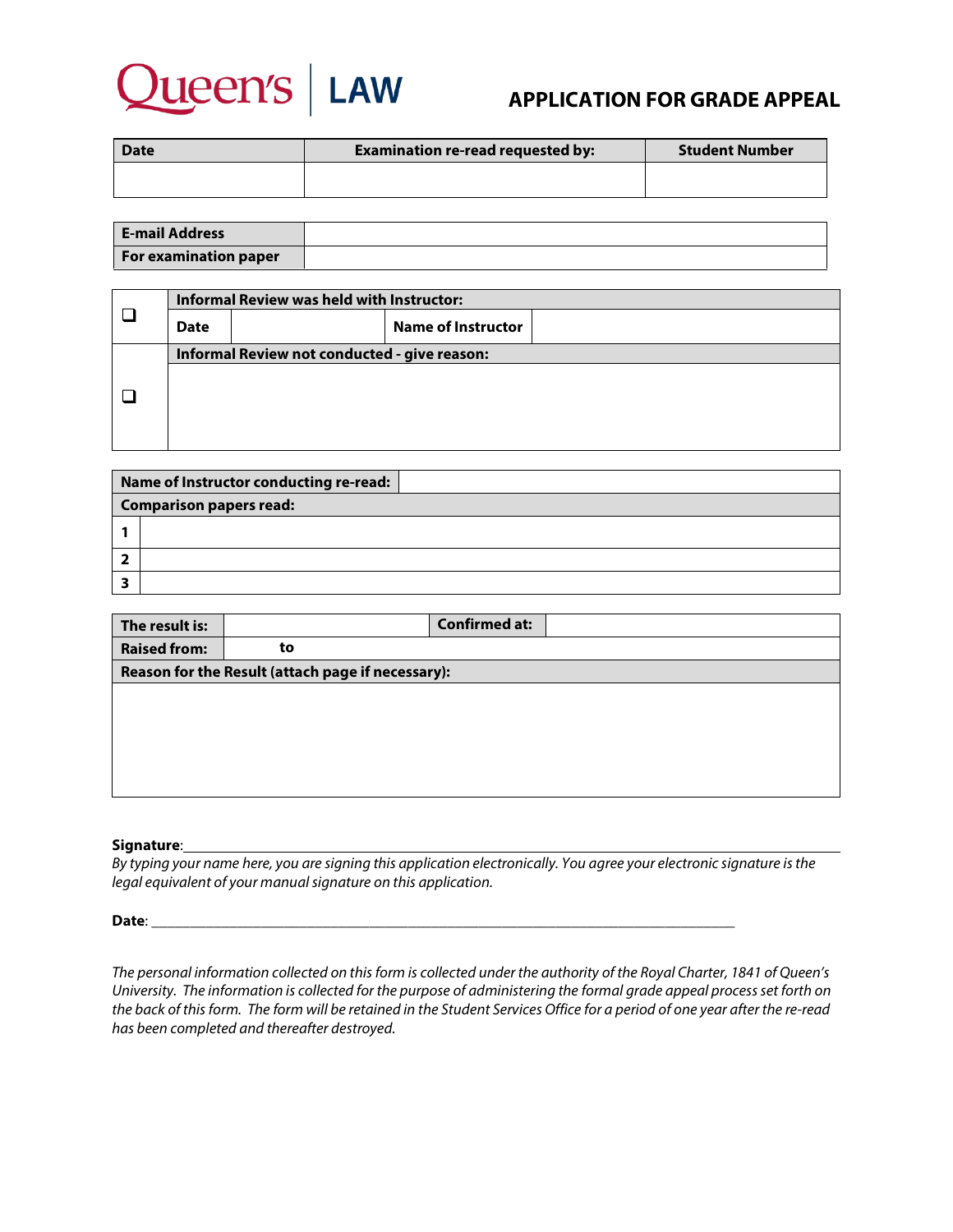Queen's | LAW

# APPLICATION FOR GRADE APPEAL

| Date | Examination re-read requested by: | Student Number |
|---|---|---|
| | | |

| | |
|---|---|
| **E-mail Address** | |
| **For examination paper** | |

| | | | | |
|---|---|---|---|---|
| ☐ | **Informal Review was held with Instructor:** | | | |
| | **Date** | | **Name of Instructor** | |
| ☐ | **Informal Review not conducted - give reason:** | | | |
| | | | | |

| | |
|---|---|
| **Name of Instructor conducting re-read:** | |
| **Comparison papers read:** | |
| **1** | |
| **2** | |
| **3** | |

| | | | |
|---|---|---|---|
| **The result is:** | | **Confirmed at:** | |
| **Raised from:** | to | | |
| **Reason for the Result (attach page if necessary):** | | | |
| | | | |

**Signature**:\_\_\_\_\_\_\_\_\_\_\_\_\_\_\_\_\_\_\_\_\_\_\_\_\_\_\_\_\_\_\_\_\_\_\_\_\_\_\_\_\_\_\_\_\_\_\_\_\_\_\_\_\_\_\_\_\_\_\_\_\_\_\_\_\_\_\_\_\_\_\_\_\_\_\_\_\_\_\_\_

*By typing your name here, you are signing this application electronically. You agree your electronic signature is the legal equivalent of your manual signature on this application.*

**Date**: \_\_\_\_\_\_\_\_\_\_\_\_\_\_\_\_\_\_\_\_\_\_\_\_\_\_\_\_\_\_\_\_\_\_\_\_\_\_\_\_\_\_\_\_\_\_\_\_\_\_\_\_\_\_\_\_\_\_\_\_\_\_\_\_\_\_\_\_\_\_\_\_\_\_\_\_\_\_

*The personal information collected on this form is collected under the authority of the Royal Charter, 1841 of Queen's University. The information is collected for the purpose of administering the formal grade appeal process set forth on the back of this form. The form will be retained in the Student Services Office for a period of one year after the re-read has been completed and thereafter destroyed.*